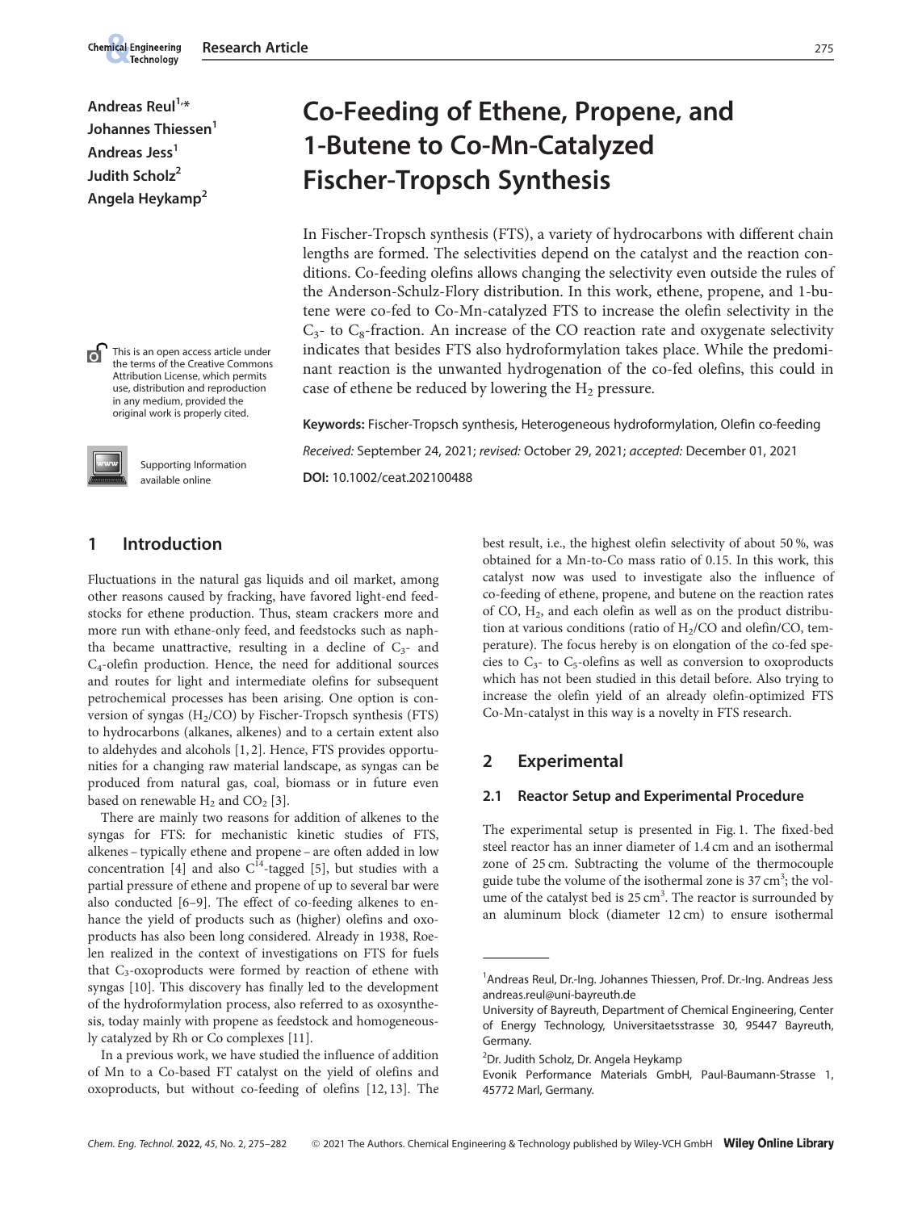Andreas Reul[1,*]
Johannes Thiessen[1]
Andreas Jess[1]
Judith Scholz[2]
Angela Heykamp[2]

# Co-Feeding of Ethene, Propene, and 1-Butene to Co-Mn-Catalyzed Fischer-Tropsch Synthesis

In Fischer-Tropsch synthesis (FTS), a variety of hydrocarbons with different chain lengths are formed. The selectivities depend on the catalyst and the reaction conditions. Co-feeding olefins allows changing the selectivity even outside the rules of the Anderson-Schulz-Flory distribution. In this work, ethene, propene, and 1-butene were co-fed to Co-Mn-catalyzed FTS to increase the olefin selectivity in the $C_3$- to $C_8$-fraction. An increase of the CO reaction rate and oxygenate selectivity indicates that besides FTS also hydroformylation takes place. While the predominant reaction is the unwanted hydrogenation of the co-fed olefins, this could in case of ethene be reduced by lowering the $H_2$ pressure.

This is an open access article under the terms of the Creative Commons Attribution License, which permits use, distribution and reproduction in any medium, provided the original work is properly cited.

Supporting Information available online

**Keywords:** Fischer-Tropsch synthesis, Heterogeneous hydroformylation, Olefin co-feeding

*Received:* September 24, 2021; *revised:* October 29, 2021; *accepted:* December 01, 2021

**DOI:** 10.1002/ceat.202100488

## 1 Introduction

Fluctuations in the natural gas liquids and oil market, among other reasons caused by fracking, have favored light-end feedstocks for ethene production. Thus, steam crackers more and more run with ethane-only feed, and feedstocks such as naphtha became unattractive, resulting in a decline of $C_3$- and $C_4$-olefin production. Hence, the need for additional sources and routes for light and intermediate olefins for subsequent petrochemical processes has been arising. One option is conversion of syngas ($H_2$/CO) by Fischer-Tropsch synthesis (FTS) to hydrocarbons (alkanes, alkenes) and to a certain extent also to aldehydes and alcohols [1, 2]. Hence, FTS provides opportunities for a changing raw material landscape, as syngas can be produced from natural gas, coal, biomass or in future even based on renewable $H_2$ and $CO_2$ [3].

There are mainly two reasons for addition of alkenes to the syngas for FTS: for mechanistic kinetic studies of FTS, alkenes – typically ethene and propene – are often added in low concentration [4] and also $C^{14}$-tagged [5], but studies with a partial pressure of ethene and propene of up to several bar were also conducted [6–9]. The effect of co-feeding alkenes to enhance the yield of products such as (higher) olefins and oxoproducts has also been long considered. Already in 1938, Roelen realized in the context of investigations on FTS for fuels that $C_3$-oxoproducts were formed by reaction of ethene with syngas [10]. This discovery has finally led to the development of the hydroformylation process, also referred to as oxosynthesis, today mainly with propene as feedstock and homogeneously catalyzed by Rh or Co complexes [11].

In a previous work, we have studied the influence of addition of Mn to a Co-based FT catalyst on the yield of olefins and oxoproducts, but without co-feeding of olefins [12, 13]. The best result, i.e., the highest olefin selectivity of about 50 %, was obtained for a Mn-to-Co mass ratio of 0.15. In this work, this catalyst now was used to investigate also the influence of co-feeding of ethene, propene, and butene on the reaction rates of CO, $H_2$, and each olefin as well as on the product distribution at various conditions (ratio of $H_2$/CO and olefin/CO, temperature). The focus hereby is on elongation of the co-fed species to $C_3$- to $C_5$-olefins as well as conversion to oxoproducts which has not been studied in this detail before. Also trying to increase the olefin yield of an already olefin-optimized FTS Co-Mn-catalyst in this way is a novelty in FTS research.

## 2 Experimental

### 2.1 Reactor Setup and Experimental Procedure

The experimental setup is presented in Fig. 1. The fixed-bed steel reactor has an inner diameter of 1.4 cm and an isothermal zone of 25 cm. Subtracting the volume of the thermocouple guide tube the volume of the isothermal zone is 37 $cm^3$; the volume of the catalyst bed is 25 $cm^3$. The reactor is surrounded by an aluminum block (diameter 12 cm) to ensure isothermal

---

[1] Andreas Reul, Dr.-Ing. Johannes Thiessen, Prof. Dr.-Ing. Andreas Jess
andreas.reul@uni-bayreuth.de
University of Bayreuth, Department of Chemical Engineering, Center of Energy Technology, Universitaetsstrasse 30, 95447 Bayreuth, Germany.

[2] Dr. Judith Scholz, Dr. Angela Heykamp
Evonik Performance Materials GmbH, Paul-Baumann-Strasse 1, 45772 Marl, Germany.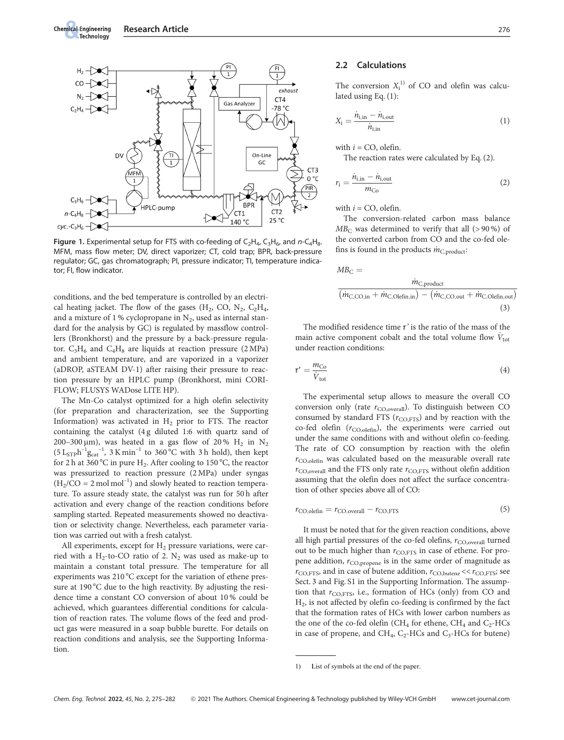**Figure 1.** Experimental setup for FTS with co-feeding of $C_2H_4$, $C_3H_6$, and $n$-$C_4H_8$. MFM, mass flow meter; DV, direct vaporizer; CT, cold trap; BPR, back-pressure regulator; GC, gas chromatograph; PI, pressure indicator; TI, temperature indicator; FI, flow indicator.

conditions, and the bed temperature is controlled by an electrical heating jacket. The flow of the gases ($H_2$, CO, $N_2$, $C_2H_4$, and a mixture of 1 % cyclopropane in $N_2$, used as internal standard for the analysis by GC) is regulated by massflow controllers (Bronkhorst) and the pressure by a back-pressure regulator. $C_3H_6$ and $C_4H_8$ are liquids at reaction pressure (2 MPa) and ambient temperature, and are vaporized in a vaporizer (aDROP, aSTEAM DV-1) after raising their pressure to reaction pressure by an HPLC pump (Bronkhorst, mini CORI-FLOW; FLUSYS WADose LITE HP).

The Mn-Co catalyst optimized for a high olefin selectivity (for preparation and characterization, see the Supporting Information) was activated in $H_2$ prior to FTS. The reactor containing the catalyst (4 g diluted 1:6 with quartz sand of 200–300 µm), was heated in a gas flow of 20 % $H_2$ in $N_2$ ($5\,L_{STP}h^{-1}g_{cat}^{-1}$, $3\,K\,min^{-1}$ to 360 °C with 3 h hold), then kept for 2 h at 360 °C in pure $H_2$. After cooling to 150 °C, the reactor was pressurized to reaction pressure (2 MPa) under syngas ($H_2$/CO = 2 mol mol$^{-1}$) and slowly heated to reaction temperature. To assure steady state, the catalyst was run for 50 h after activation and every change of the reaction conditions before sampling started. Repeated measurements showed no deactivation or selectivity change. Nevertheless, each parameter variation was carried out with a fresh catalyst.

All experiments, except for $H_2$ pressure variations, were carried with a $H_2$-to-CO ratio of 2. $N_2$ was used as make-up to maintain a constant total pressure. The temperature for all experiments was 210 °C except for the variation of ethene pressure at 190 °C due to the high reactivity. By adjusting the residence time a constant CO conversion of about 10 % could be achieved, which guarantees differential conditions for calculation of reaction rates. The volume flows of the feed and product gas were measured in a soap bubble burette. For details on reaction conditions and analysis, see the Supporting Information.

## 2.2 Calculations

The conversion $X_i$[1] of CO and olefin was calculated using Eq. (1):

$$X_i = \frac{\dot{n}_{i,in} - \dot{n}_{i,out}}{\dot{n}_{i,in}} \tag{1}$$

with $i$ = CO, olefin.

The reaction rates were calculated by Eq. (2).

$$r_i = \frac{\dot{n}_{i,in} - \dot{n}_{i,out}}{m_{Co}} \tag{2}$$

with $i$ = CO, olefin.

The conversion-related carbon mass balance $MB_C$ was determined to verify that all (> 90 %) of the converted carbon from CO and the co-fed olefins is found in the products $\dot{m}_{C,product}$:

$$MB_C = \frac{\dot{m}_{C,product}}{(\dot{m}_{C,CO,in} + \dot{m}_{C,Olefin,in}) - (\dot{m}_{C,CO,out} + \dot{m}_{C,Olefin,out})} \tag{3}$$

The modified residence time $\tau'$ is the ratio of the mass of the main active component cobalt and the total volume flow $\dot{V}_{tot}$ under reaction conditions:

$$\tau' = \frac{m_{Co}}{\dot{V}_{tot}} \tag{4}$$

The experimental setup allows to measure the overall CO conversion only (rate $r_{CO,overall}$). To distinguish between CO consumed by standard FTS ($r_{CO,FTS}$) and by reaction with the co-fed olefin ($r_{CO,olefin}$), the experiments were carried out under the same conditions with and without olefin co-feeding. The rate of CO consumption by reaction with the olefin $r_{CO,olefin}$ was calculated based on the measurable overall rate $r_{CO,overall}$ and the FTS only rate $r_{CO,FTS}$ without olefin addition assuming that the olefin does not affect the surface concentration of other species above all of CO:

$$r_{CO,olefin} = r_{CO,overall} - r_{CO,FTS} \tag{5}$$

It must be noted that for the given reaction conditions, above all high partial pressures of the co-fed olefins, $r_{CO,overall}$ turned out to be much higher than $r_{CO,FTS}$ in case of ethene. For propene addition, $r_{CO,propene}$ is in the same order of magnitude as $r_{CO,FTS}$, and in case of butene addition, $r_{CO,butene} << r_{CO,FTS}$; see Sect. 3 and Fig. S1 in the Supporting Information. The assumption that $r_{CO,FTS}$, i.e., formation of HCs (only) from CO and $H_2$, is not affected by olefin co-feeding is confirmed by the fact that the formation rates of HCs with lower carbon numbers as the one of the co-fed olefin ($CH_4$ for ethene, $CH_4$ and $C_2$-HCs in case of propene, and $CH_4$, $C_2$-HCs and $C_3$-HCs for butene)

---

1) List of symbols at the end of the paper.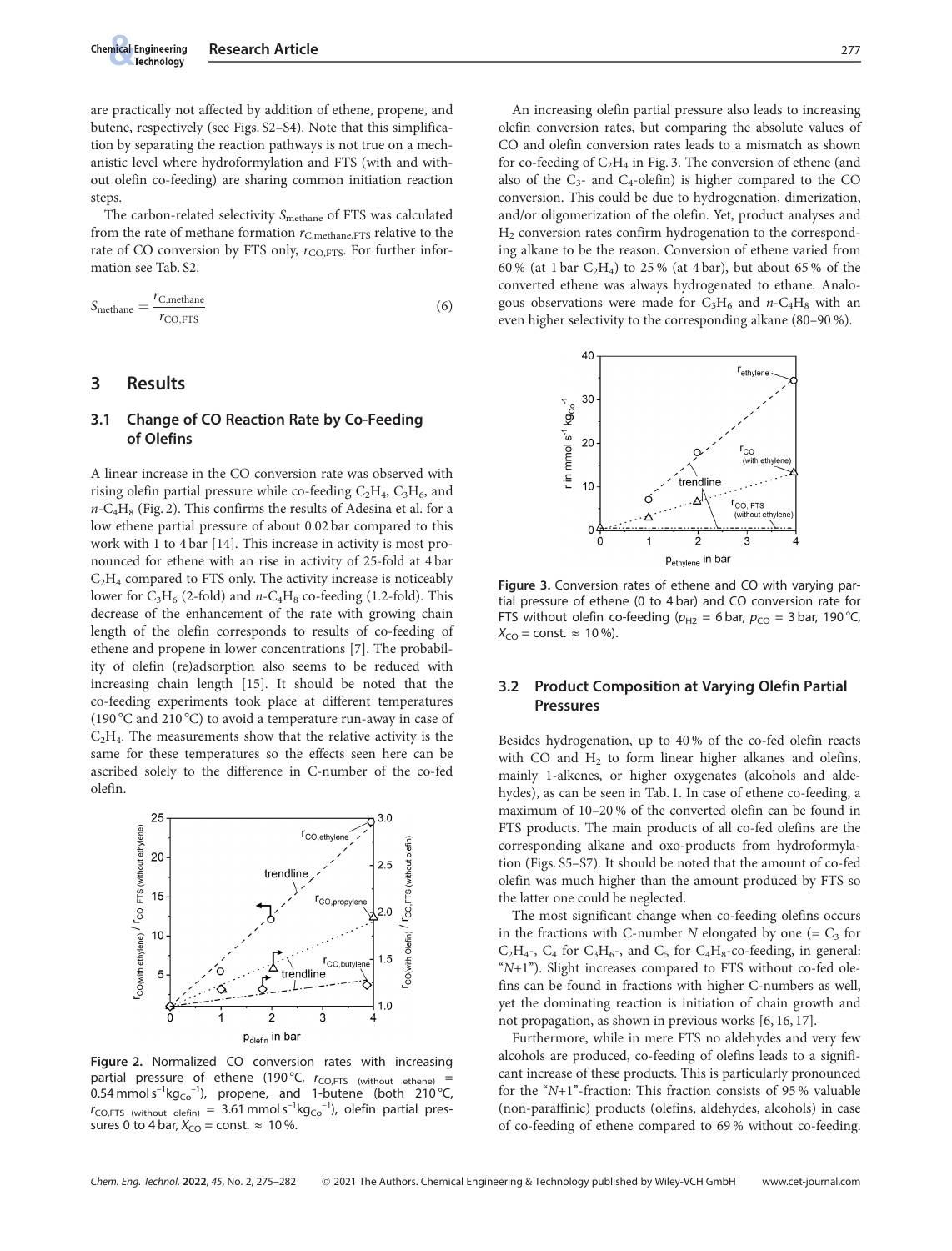are practically not affected by addition of ethene, propene, and butene, respectively (see Figs. S2–S4). Note that this simplification by separating the reaction pathways is not true on a mechanistic level where hydroformylation and FTS (with and without olefin co-feeding) are sharing common initiation reaction steps.

The carbon-related selectivity $S_{methane}$ of FTS was calculated from the rate of methane formation $r_{C,methane,FTS}$ relative to the rate of CO conversion by FTS only, $r_{CO,FTS}$. For further information see Tab. S2.

$$S_{methane} = \frac{r_{C,methane}}{r_{CO,FTS}} \tag{6}$$

## 3 Results

### 3.1 Change of CO Reaction Rate by Co-Feeding of Olefins

A linear increase in the CO conversion rate was observed with rising olefin partial pressure while co-feeding $C_2H_4$, $C_3H_6$, and $n$-$C_4H_8$ (Fig. 2). This confirms the results of Adesina et al. for a low ethene partial pressure of about 0.02 bar compared to this work with 1 to 4 bar [14]. This increase in activity is most pronounced for ethene with an rise in activity of 25-fold at 4 bar $C_2H_4$ compared to FTS only. The activity increase is noticeably lower for $C_3H_6$ (2-fold) and $n$-$C_4H_8$ co-feeding (1.2-fold). This decrease of the enhancement of the rate with growing chain length of the olefin corresponds to results of co-feeding of ethene and propene in lower concentrations [7]. The probability of olefin (re)adsorption also seems to be reduced with increasing chain length [15]. It should be noted that the co-feeding experiments took place at different temperatures (190 °C and 210 °C) to avoid a temperature run-away in case of $C_2H_4$. The measurements show that the relative activity is the same for these temperatures so the effects seen here can be ascribed solely to the difference in C-number of the co-fed olefin.

**Figure 2.** Normalized CO conversion rates with increasing partial pressure of ethene (190 °C, $r_{CO,FTS\ (without\ ethene)}$ = 0.54 mmol s$^{-1}$kg$_{Co}^{-1}$), propene, and 1-butene (both 210 °C, $r_{CO,FTS\ (without\ olefin)}$ = 3.61 mmol s$^{-1}$kg$_{Co}^{-1}$), olefin partial pressures 0 to 4 bar, $X_{CO}$ = const. ≈ 10 %.

An increasing olefin partial pressure also leads to increasing olefin conversion rates, but comparing the absolute values of CO and olefin conversion rates leads to a mismatch as shown for co-feeding of $C_2H_4$ in Fig. 3. The conversion of ethene (and also of the $C_3$- and $C_4$-olefin) is higher compared to the CO conversion. This could be due to hydrogenation, dimerization, and/or oligomerization of the olefin. Yet, product analyses and $H_2$ conversion rates confirm hydrogenation to the corresponding alkane to be the reason. Conversion of ethene varied from 60 % (at 1 bar $C_2H_4$) to 25 % (at 4 bar), but about 65 % of the converted ethene was always hydrogenated to ethane. Analogous observations were made for $C_3H_6$ and $n$-$C_4H_8$ with an even higher selectivity to the corresponding alkane (80–90 %).

**Figure 3.** Conversion rates of ethene and CO with varying partial pressure of ethene (0 to 4 bar) and CO conversion rate for FTS without olefin co-feeding ($p_{H2}$ = 6 bar, $p_{CO}$ = 3 bar, 190 °C, $X_{CO}$ = const. ≈ 10 %).

### 3.2 Product Composition at Varying Olefin Partial Pressures

Besides hydrogenation, up to 40 % of the co-fed olefin reacts with CO and $H_2$ to form linear higher alkanes and olefins, mainly 1-alkenes, or higher oxygenates (alcohols and aldehydes), as can be seen in Tab. 1. In case of ethene co-feeding, a maximum of 10–20 % of the converted olefin can be found in FTS products. The main products of all co-fed olefins are the corresponding alkane and oxo-products from hydroformylation (Figs. S5–S7). It should be noted that the amount of co-fed olefin was much higher than the amount produced by FTS so the latter one could be neglected.

The most significant change when co-feeding olefins occurs in the fractions with C-number $N$ elongated by one (= $C_3$ for $C_2H_4$-, $C_4$ for $C_3H_6$-, and $C_5$ for $C_4H_8$-co-feeding, in general: "$N$+1"). Slight increases compared to FTS without co-fed olefins can be found in fractions with higher C-numbers as well, yet the dominating reaction is initiation of chain growth and not propagation, as shown in previous works [6, 16, 17].

Furthermore, while in mere FTS no aldehydes and very few alcohols are produced, co-feeding of olefins leads to a significant increase of these products. This is particularly pronounced for the "$N$+1"-fraction: This fraction consists of 95 % valuable (non-paraffinic) products (olefins, aldehydes, alcohols) in case of co-feeding of ethene compared to 69 % without co-feeding.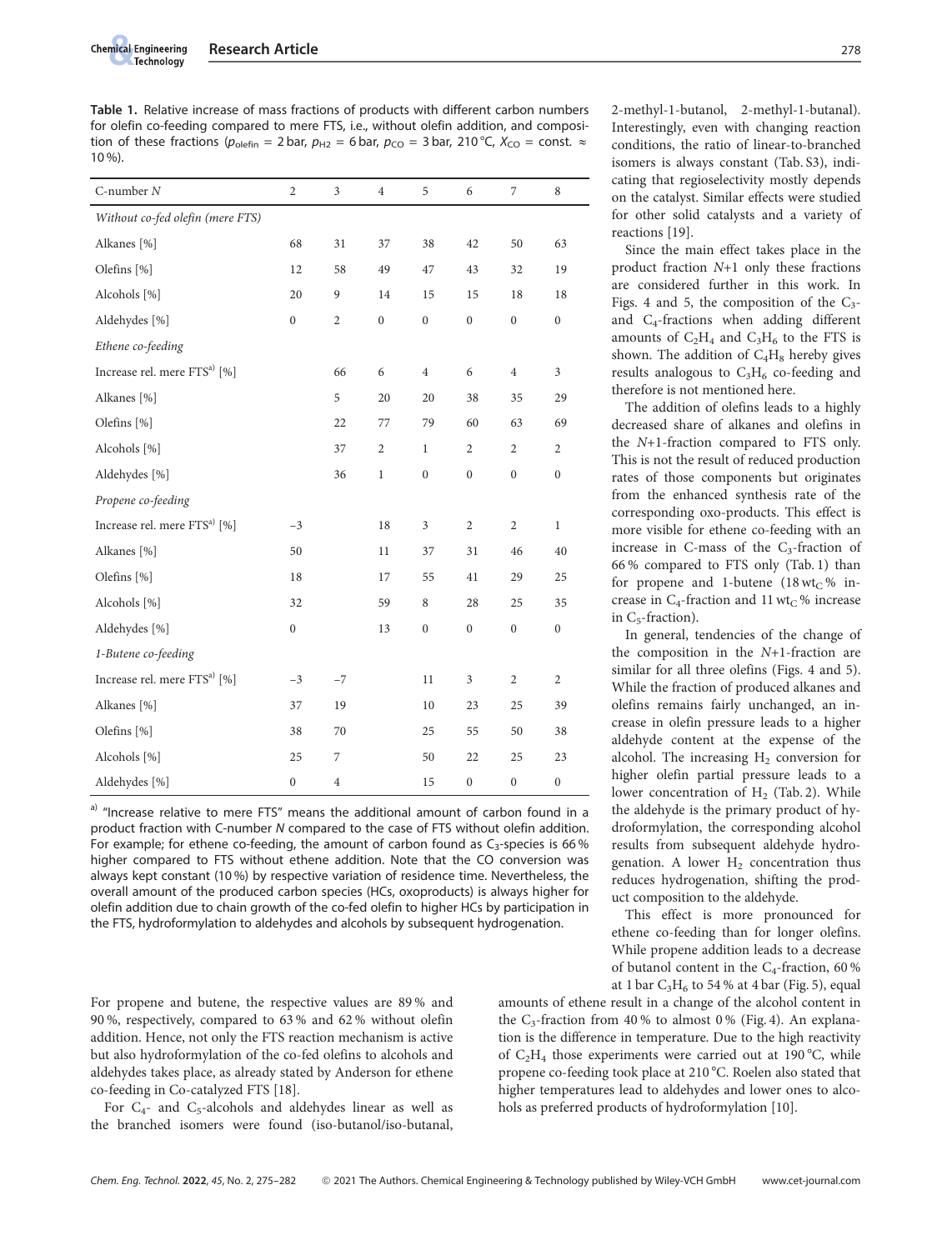**Table 1.** Relative increase of mass fractions of products with different carbon numbers for olefin co-feeding compared to mere FTS, i.e., without olefin addition, and composition of these fractions ($p_{olefin}$ = 2 bar, $p_{H2}$ = 6 bar, $p_{CO}$ = 3 bar, 210 °C, $X_{CO}$ = const. ≈ 10 %).

| C-number $N$ | 2 | 3 | 4 | 5 | 6 | 7 | 8 |
|---|---|---|---|---|---|---|---|
| *Without co-fed olefin (mere FTS)* | | | | | | | |
| Alkanes [%] | 68 | 31 | 37 | 38 | 42 | 50 | 63 |
| Olefins [%] | 12 | 58 | 49 | 47 | 43 | 32 | 19 |
| Alcohols [%] | 20 | 9 | 14 | 15 | 15 | 18 | 18 |
| Aldehydes [%] | 0 | 2 | 0 | 0 | 0 | 0 | 0 |
| *Ethene co-feeding* | | | | | | | |
| Increase rel. mere FTS[a] [%] | | 66 | 6 | 4 | 6 | 4 | 3 |
| Alkanes [%] | | 5 | 20 | 20 | 38 | 35 | 29 |
| Olefins [%] | | 22 | 77 | 79 | 60 | 63 | 69 |
| Alcohols [%] | | 37 | 2 | 1 | 2 | 2 | 2 |
| Aldehydes [%] | | 36 | 1 | 0 | 0 | 0 | 0 |
| *Propene co-feeding* | | | | | | | |
| Increase rel. mere FTS[a] [%] | −3 | | 18 | 3 | 2 | 2 | 1 |
| Alkanes [%] | 50 | | 11 | 37 | 31 | 46 | 40 |
| Olefins [%] | 18 | | 17 | 55 | 41 | 29 | 25 |
| Alcohols [%] | 32 | | 59 | 8 | 28 | 25 | 35 |
| Aldehydes [%] | 0 | | 13 | 0 | 0 | 0 | 0 |
| *1-Butene co-feeding* | | | | | | | |
| Increase rel. mere FTS[a] [%] | −3 | −7 | | 11 | 3 | 2 | 2 |
| Alkanes [%] | 37 | 19 | | 10 | 23 | 25 | 39 |
| Olefins [%] | 38 | 70 | | 25 | 55 | 50 | 38 |
| Alcohols [%] | 25 | 7 | | 50 | 22 | 25 | 23 |
| Aldehydes [%] | 0 | 4 | | 15 | 0 | 0 | 0 |

[a] "Increase relative to mere FTS" means the additional amount of carbon found in a product fraction with C-number $N$ compared to the case of FTS without olefin addition. For example; for ethene co-feeding, the amount of carbon found as $C_3$-species is 66 % higher compared to FTS without ethene addition. Note that the CO conversion was always kept constant (10 %) by respective variation of residence time. Nevertheless, the overall amount of the produced carbon species (HCs, oxoproducts) is always higher for olefin addition due to chain growth of the co-fed olefin to higher HCs by participation in the FTS, hydroformylation to aldehydes and alcohols by subsequent hydrogenation.

For propene and butene, the respective values are 89 % and 90 %, respectively, compared to 63 % and 62 % without olefin addition. Hence, not only the FTS reaction mechanism is active but also hydroformylation of the co-fed olefins to alcohols and aldehydes takes place, as already stated by Anderson for ethene co-feeding in Co-catalyzed FTS [18].

For $C_4$- and $C_5$-alcohols and aldehydes linear as well as the branched isomers were found (iso-butanol/iso-butanal, 2-methyl-1-butanol, 2-methyl-1-butanal). Interestingly, even with changing reaction conditions, the ratio of linear-to-branched isomers is always constant (Tab. S3), indicating that regioselectivity mostly depends on the catalyst. Similar effects were studied for other solid catalysts and a variety of reactions [19].

Since the main effect takes place in the product fraction $N$+1 only these fractions are considered further in this work. In Figs. 4 and 5, the composition of the $C_3$- and $C_4$-fractions when adding different amounts of $C_2H_4$ and $C_3H_6$ to the FTS is shown. The addition of $C_4H_8$ hereby gives results analogous to $C_3H_6$ co-feeding and therefore is not mentioned here.

The addition of olefins leads to a highly decreased share of alkanes and olefins in the $N$+1-fraction compared to FTS only. This is not the result of reduced production rates of those components but originates from the enhanced synthesis rate of the corresponding oxo-products. This effect is more visible for ethene co-feeding with an increase in C-mass of the $C_3$-fraction of 66 % compared to FTS only (Tab. 1) than for propene and 1-butene (18 wt$_C$ % increase in $C_4$-fraction and 11 wt$_C$ % increase in $C_5$-fraction).

In general, tendencies of the change of the composition in the $N$+1-fraction are similar for all three olefins (Figs. 4 and 5). While the fraction of produced alkanes and olefins remains fairly unchanged, an increase in olefin pressure leads to a higher aldehyde content at the expense of the alcohol. The increasing $H_2$ conversion for higher olefin partial pressure leads to a lower concentration of $H_2$ (Tab. 2). While the aldehyde is the primary product of hydroformylation, the corresponding alcohol results from subsequent aldehyde hydrogenation. A lower $H_2$ concentration thus reduces hydrogenation, shifting the product composition to the aldehyde.

This effect is more pronounced for ethene co-feeding than for longer olefins. While propene addition leads to a decrease of butanol content in the $C_4$-fraction, 60 % at 1 bar $C_3H_6$ to 54 % at 4 bar (Fig. 5), equal amounts of ethene result in a change of the alcohol content in the $C_3$-fraction from 40 % to almost 0 % (Fig. 4). An explanation is the difference in temperature. Due to the high reactivity of $C_2H_4$ those experiments were carried out at 190 °C, while propene co-feeding took place at 210 °C. Roelen also stated that higher temperatures lead to aldehydes and lower ones to alcohols as preferred products of hydroformylation [10].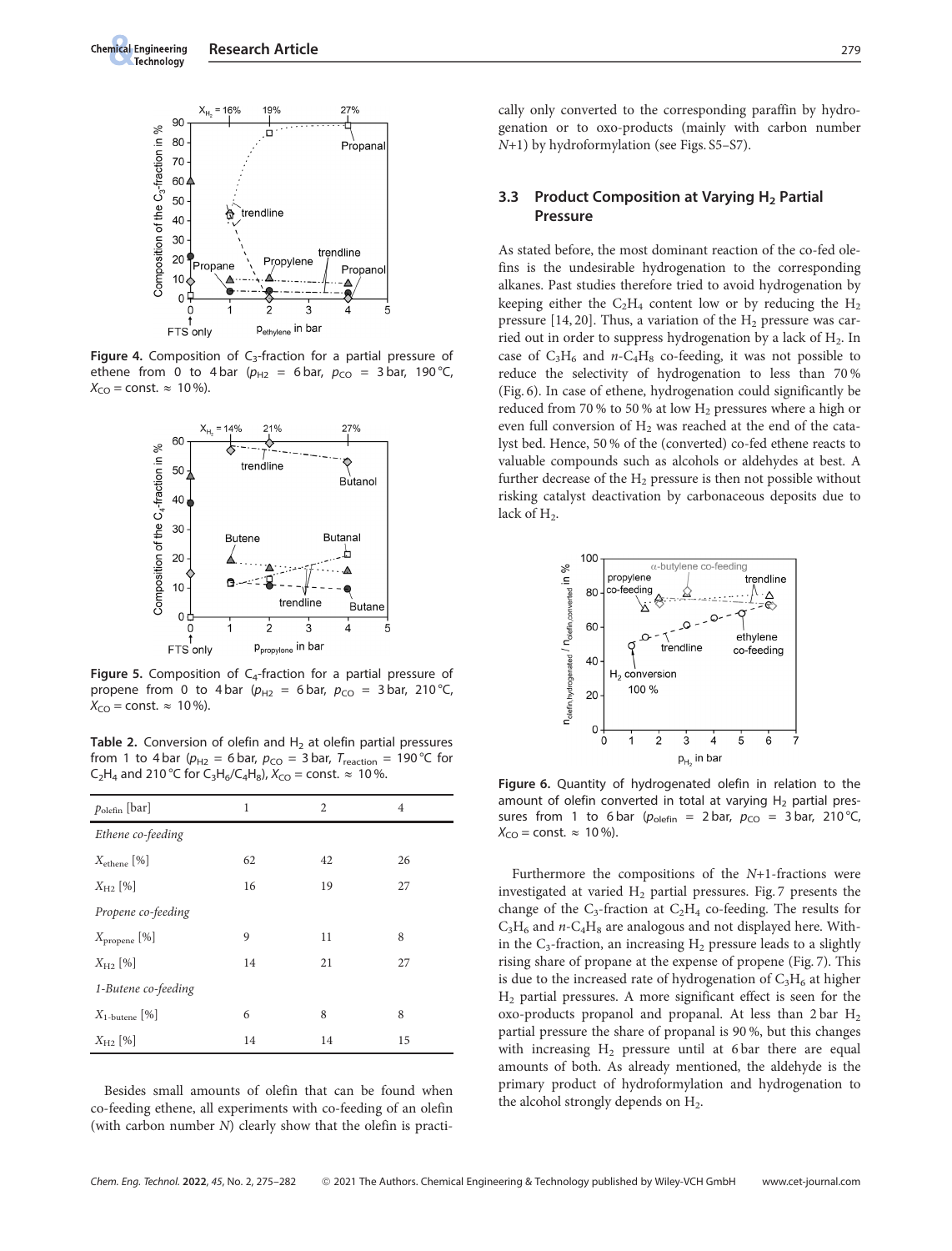**Figure 4.** Composition of $C_3$-fraction for a partial pressure of ethene from 0 to 4 bar ($p_{H2}$ = 6 bar, $p_{CO}$ = 3 bar, 190 °C, $X_{CO}$ = const. ≈ 10 %).

**Figure 5.** Composition of $C_4$-fraction for a partial pressure of propene from 0 to 4 bar ($p_{H2}$ = 6 bar, $p_{CO}$ = 3 bar, 210 °C, $X_{CO}$ = const. ≈ 10 %).

**Table 2.** Conversion of olefin and $H_2$ at olefin partial pressures from 1 to 4 bar ($p_{H2}$ = 6 bar, $p_{CO}$ = 3 bar, $T_{reaction}$ = 190 °C for $C_2H_4$ and 210 °C for $C_3H_6$/$C_4H_8$), $X_{CO}$ = const. ≈ 10 %.

| $p_{olefin}$ [bar] | 1 | 2 | 4 |
|---|---|---|---|
| *Ethene co-feeding* | | | |
| $X_{ethene}$ [%] | 62 | 42 | 26 |
| $X_{H2}$ [%] | 16 | 19 | 27 |
| *Propene co-feeding* | | | |
| $X_{propene}$ [%] | 9 | 11 | 8 |
| $X_{H2}$ [%] | 14 | 21 | 27 |
| *1-Butene co-feeding* | | | |
| $X_{1\text{-}butene}$ [%] | 6 | 8 | 8 |
| $X_{H2}$ [%] | 14 | 14 | 15 |

Besides small amounts of olefin that can be found when co-feeding ethene, all experiments with co-feeding of an olefin (with carbon number *N*) clearly show that the olefin is practically only converted to the corresponding paraffin by hydrogenation or to oxo-products (mainly with carbon number *N*+1) by hydroformylation (see Figs. S5–S7).

### 3.3 Product Composition at Varying $H_2$ Partial Pressure

As stated before, the most dominant reaction of the co-fed olefins is the undesirable hydrogenation to the corresponding alkanes. Past studies therefore tried to avoid hydrogenation by keeping either the $C_2H_4$ content low or by reducing the $H_2$ pressure [14, 20]. Thus, a variation of the $H_2$ pressure was carried out in order to suppress hydrogenation by a lack of $H_2$. In case of $C_3H_6$ and *n*-$C_4H_8$ co-feeding, it was not possible to reduce the selectivity of hydrogenation to less than 70 % (Fig. 6). In case of ethene, hydrogenation could significantly be reduced from 70 % to 50 % at low $H_2$ pressures where a high or even full conversion of $H_2$ was reached at the end of the catalyst bed. Hence, 50 % of the (converted) co-fed ethene reacts to valuable compounds such as alcohols or aldehydes at best. A further decrease of the $H_2$ pressure is then not possible without risking catalyst deactivation by carbonaceous deposits due to lack of $H_2$.

**Figure 6.** Quantity of hydrogenated olefin in relation to the amount of olefin converted in total at varying $H_2$ partial pressures from 1 to 6 bar ($p_{olefin}$ = 2 bar, $p_{CO}$ = 3 bar, 210 °C, $X_{CO}$ = const. ≈ 10 %).

Furthermore the compositions of the *N*+1-fractions were investigated at varied $H_2$ partial pressures. Fig. 7 presents the change of the $C_3$-fraction at $C_2H_4$ co-feeding. The results for $C_3H_6$ and *n*-$C_4H_8$ are analogous and not displayed here. Within the $C_3$-fraction, an increasing $H_2$ pressure leads to a slightly rising share of propane at the expense of propene (Fig. 7). This is due to the increased rate of hydrogenation of $C_3H_6$ at higher $H_2$ partial pressures. A more significant effect is seen for the oxo-products propanol and propanal. At less than 2 bar $H_2$ partial pressure the share of propanal is 90 %, but this changes with increasing $H_2$ pressure until at 6 bar there are equal amounts of both. As already mentioned, the aldehyde is the primary product of hydroformylation and hydrogenation to the alcohol strongly depends on $H_2$.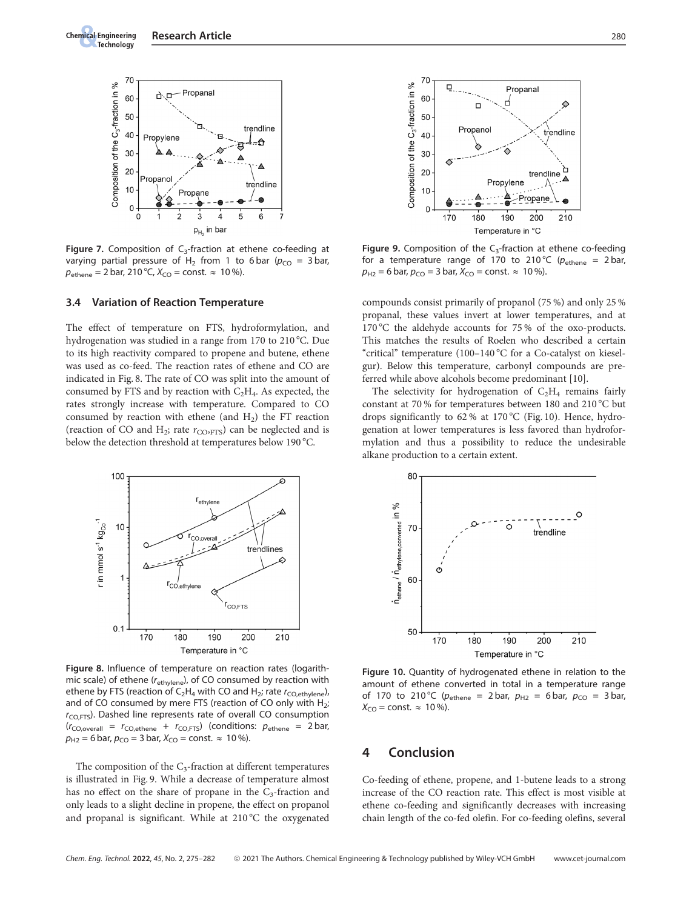Figure 7. Composition of $C_3$-fraction at ethene co-feeding at varying partial pressure of $H_2$ from 1 to 6 bar ($p_{CO}$ = 3 bar, $p_{ethene}$ = 2 bar, 210 °C, $X_{CO}$ = const. ≈ 10 %).

Figure 9. Composition of the $C_3$-fraction at ethene co-feeding for a temperature range of 170 to 210 °C ($p_{ethene}$ = 2 bar, $p_{H2}$ = 6 bar, $p_{CO}$ = 3 bar, $X_{CO}$ = const. ≈ 10 %).

### 3.4 Variation of Reaction Temperature

The effect of temperature on FTS, hydroformylation, and hydrogenation was studied in a range from 170 to 210 °C. Due to its high reactivity compared to propene and butene, ethene was used as co-feed. The reaction rates of ethene and CO are indicated in Fig. 8. The rate of CO was split into the amount of consumed by FTS and by reaction with $C_2H_4$. As expected, the rates strongly increase with temperature. Compared to CO consumed by reaction with ethene (and $H_2$) the FT reaction (reaction of CO and $H_2$; rate $r_{CO,FTS}$) can be neglected and is below the detection threshold at temperatures below 190 °C.

Figure 8. Influence of temperature on reaction rates (logarithmic scale) of ethene ($r_{ethylene}$), of CO consumed by reaction with ethene by FTS (reaction of $C_2H_4$ with CO and $H_2$; rate $r_{CO,ethylene}$), and of CO consumed by mere FTS (reaction of CO only with $H_2$; $r_{CO,FTS}$). Dashed line represents rate of overall CO consumption ($r_{CO,overall}$ = $r_{CO,ethene}$ + $r_{CO,FTS}$) (conditions: $p_{ethene}$ = 2 bar, $p_{H2}$ = 6 bar, $p_{CO}$ = 3 bar, $X_{CO}$ = const. ≈ 10 %).

The composition of the $C_3$-fraction at different temperatures is illustrated in Fig. 9. While a decrease of temperature almost has no effect on the share of propane in the $C_3$-fraction and only leads to a slight decline in propene, the effect on propanol and propanal is significant. While at 210 °C the oxygenated compounds consist primarily of propanol (75 %) and only 25 % propanal, these values invert at lower temperatures, and at 170 °C the aldehyde accounts for 75 % of the oxo-products. This matches the results of Roelen who described a certain "critical" temperature (100–140 °C for a Co-catalyst on kieselgur). Below this temperature, carbonyl compounds are preferred while above alcohols become predominant [10].

The selectivity for hydrogenation of $C_2H_4$ remains fairly constant at 70 % for temperatures between 180 and 210 °C but drops significantly to 62 % at 170 °C (Fig. 10). Hence, hydrogenation at lower temperatures is less favored than hydroformylation and thus a possibility to reduce the undesirable alkane production to a certain extent.

Figure 10. Quantity of hydrogenated ethene in relation to the amount of ethene converted in total in a temperature range of 170 to 210 °C ($p_{ethene}$ = 2 bar, $p_{H2}$ = 6 bar, $p_{CO}$ = 3 bar, $X_{CO}$ = const. ≈ 10 %).

## 4 Conclusion

Co-feeding of ethene, propene, and 1-butene leads to a strong increase of the CO reaction rate. This effect is most visible at ethene co-feeding and significantly decreases with increasing chain length of the co-fed olefin. For co-feeding olefins, several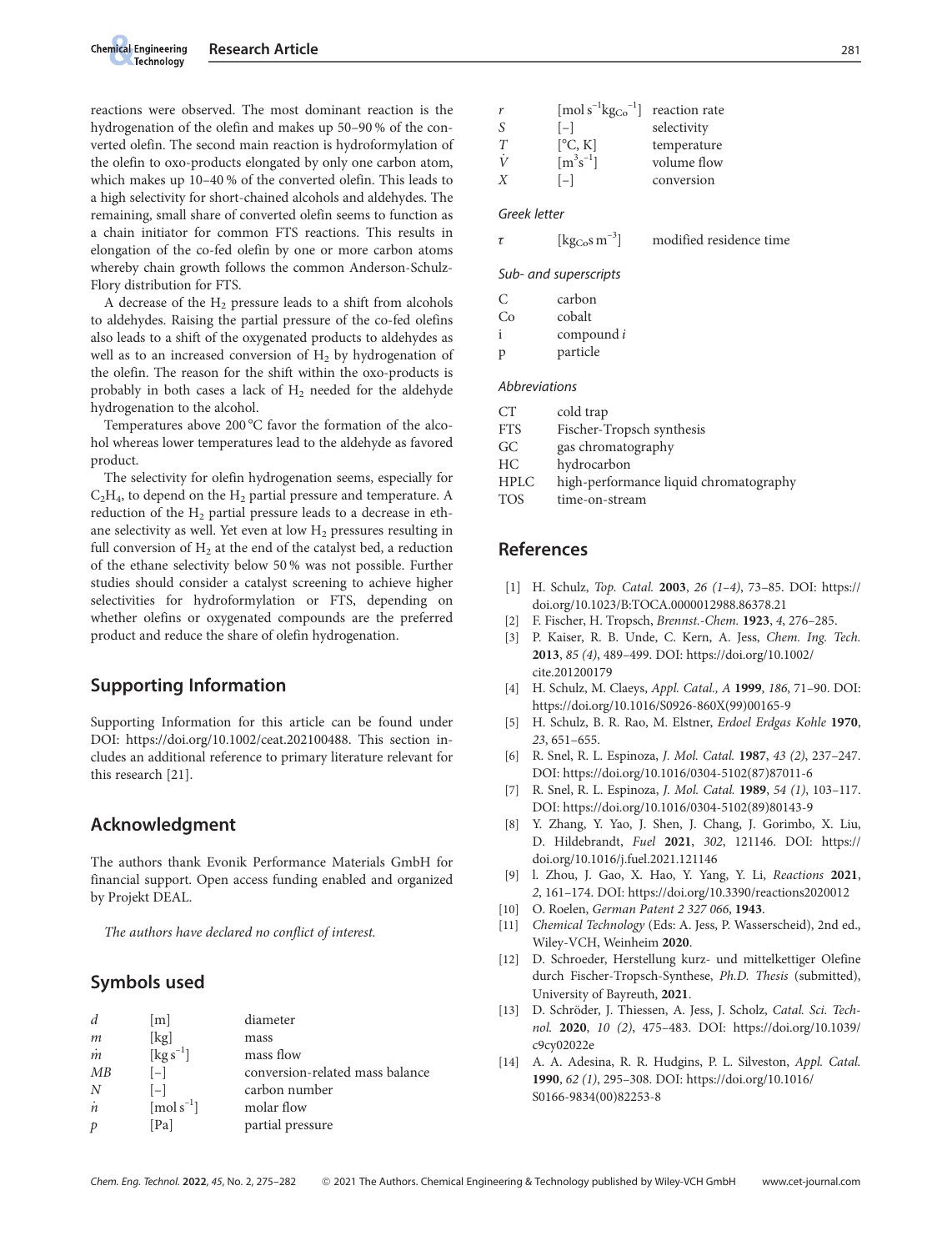reactions were observed. The most dominant reaction is the hydrogenation of the olefin and makes up 50–90 % of the converted olefin. The second main reaction is hydroformylation of the olefin to oxo-products elongated by only one carbon atom, which makes up 10–40 % of the converted olefin. This leads to a high selectivity for short-chained alcohols and aldehydes. The remaining, small share of converted olefin seems to function as a chain initiator for common FTS reactions. This results in elongation of the co-fed olefin by one or more carbon atoms whereby chain growth follows the common Anderson-Schulz-Flory distribution for FTS.

A decrease of the $H_2$ pressure leads to a shift from alcohols to aldehydes. Raising the partial pressure of the co-fed olefins also leads to a shift of the oxygenated products to aldehydes as well as to an increased conversion of $H_2$ by hydrogenation of the olefin. The reason for the shift within the oxo-products is probably in both cases a lack of $H_2$ needed for the aldehyde hydrogenation to the alcohol.

Temperatures above 200 °C favor the formation of the alcohol whereas lower temperatures lead to the aldehyde as favored product.

The selectivity for olefin hydrogenation seems, especially for $C_2H_4$, to depend on the $H_2$ partial pressure and temperature. A reduction of the $H_2$ partial pressure leads to a decrease in ethane selectivity as well. Yet even at low $H_2$ pressures resulting in full conversion of $H_2$ at the end of the catalyst bed, a reduction of the ethane selectivity below 50 % was not possible. Further studies should consider a catalyst screening to achieve higher selectivities for hydroformylation or FTS, depending on whether olefins or oxygenated compounds are the preferred product and reduce the share of olefin hydrogenation.

## Supporting Information

Supporting Information for this article can be found under DOI: https://doi.org/10.1002/ceat.202100488. This section includes an additional reference to primary literature relevant for this research [21].

## Acknowledgment

The authors thank Evonik Performance Materials GmbH for financial support. Open access funding enabled and organized by Projekt DEAL.

*The authors have declared no conflict of interest.*

## Symbols used

| | | |
|---|---|---|
| $d$ | [m] | diameter |
| $m$ | [kg] | mass |
| $\dot{m}$ | [kg s$^{-1}$] | mass flow |
| $MB$ | [–] | conversion-related mass balance |
| $N$ | [–] | carbon number |
| $\dot{n}$ | [mol s$^{-1}$] | molar flow |
| $p$ | [Pa] | partial pressure |
| $r$ | [mol s$^{-1}$kg$_{Co}^{-1}$] | reaction rate |
| $S$ | [–] | selectivity |
| $T$ | [°C, K] | temperature |
| $\dot{V}$ | [m$^3$s$^{-1}$] | volume flow |
| $X$ | [–] | conversion |

*Greek letter*

| | | |
|---|---|---|
| $\tau$ | [kg$_{Co}$s m$^{-3}$] | modified residence time |

*Sub- and superscripts*

| | |
|---|---|
| C | carbon |
| Co | cobalt |
| i | compound *i* |
| p | particle |

*Abbreviations*

| | |
|---|---|
| CT | cold trap |
| FTS | Fischer-Tropsch synthesis |
| GC | gas chromatography |
| HC | hydrocarbon |
| HPLC | high-performance liquid chromatography |
| TOS | time-on-stream |

## References

[1] H. Schulz, *Top. Catal.* **2003**, *26 (1–4)*, 73–85. DOI: https://doi.org/10.1023/B:TOCA.0000012988.86378.21

[2] F. Fischer, H. Tropsch, *Brennst.-Chem.* **1923**, *4*, 276–285.

[3] P. Kaiser, R. B. Unde, C. Kern, A. Jess, *Chem. Ing. Tech.* **2013**, *85 (4)*, 489–499. DOI: https://doi.org/10.1002/cite.201200179

[4] H. Schulz, M. Claeys, *Appl. Catal., A* **1999**, *186*, 71–90. DOI: https://doi.org/10.1016/S0926-860X(99)00165-9

[5] H. Schulz, B. R. Rao, M. Elstner, *Erdoel Erdgas Kohle* **1970**, *23*, 651–655.

[6] R. Snel, R. L. Espinoza, *J. Mol. Catal.* **1987**, *43 (2)*, 237–247. DOI: https://doi.org/10.1016/0304-5102(87)87011-6

[7] R. Snel, R. L. Espinoza, *J. Mol. Catal.* **1989**, *54 (1)*, 103–117. DOI: https://doi.org/10.1016/0304-5102(89)80143-9

[8] Y. Zhang, Y. Yao, J. Shen, J. Chang, J. Gorimbo, X. Liu, D. Hildebrandt, *Fuel* **2021**, *302*, 121146. DOI: https://doi.org/10.1016/j.fuel.2021.121146

[9] l. Zhou, J. Gao, X. Hao, Y. Yang, Y. Li, *Reactions* **2021**, *2*, 161–174. DOI: https://doi.org/10.3390/reactions2020012

[10] O. Roelen, *German Patent 2 327 066*, **1943**.

[11] *Chemical Technology* (Eds: A. Jess, P. Wasserscheid), 2nd ed., Wiley-VCH, Weinheim **2020**.

[12] D. Schroeder, Herstellung kurz- und mittelkettiger Olefine durch Fischer-Tropsch-Synthese, *Ph.D. Thesis* (submitted), University of Bayreuth, **2021**.

[13] D. Schröder, J. Thiessen, A. Jess, J. Scholz, *Catal. Sci. Technol.* **2020**, *10 (2)*, 475–483. DOI: https://doi.org/10.1039/c9cy02022e

[14] A. A. Adesina, R. R. Hudgins, P. L. Silveston, *Appl. Catal.* **1990**, *62 (1)*, 295–308. DOI: https://doi.org/10.1016/S0166-9834(00)82253-8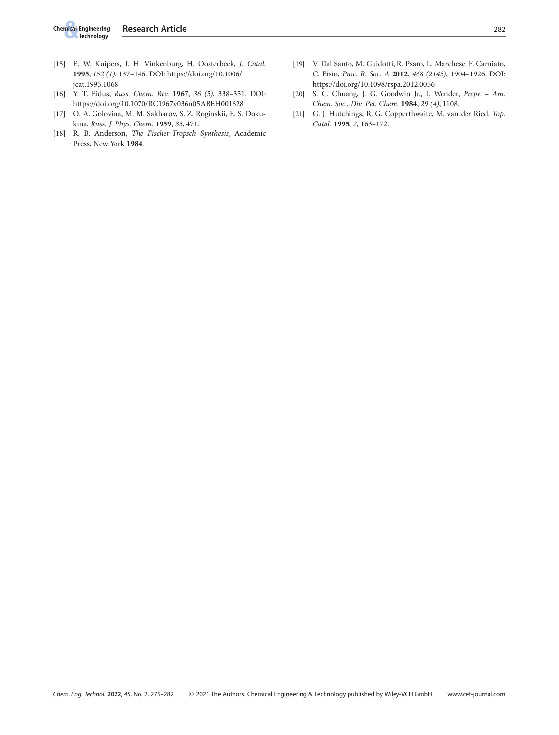[15] E. W. Kuipers, I. H. Vinkenburg, H. Oosterbeek, *J. Catal.* **1995**, *152 (1)*, 137–146. DOI: https://doi.org/10.1006/jcat.1995.1068

[16] Y. T. Eidus, *Russ. Chem. Rev.* **1967**, *36 (5)*, 338–351. DOI: https://doi.org/10.1070/RC1967v036n05ABEH001628

[17] O. A. Golovina, M. M. Sakharov, S. Z. Roginskii, E. S. Dokukina, *Russ. J. Phys. Chem.* **1959**, *33*, 471.

[18] R. B. Anderson, *The Fischer-Tropsch Synthesis*, Academic Press, New York **1984**.

[19] V. Dal Santo, M. Guidotti, R. Psaro, L. Marchese, F. Carniato, C. Bisio, *Proc. R. Soc. A* **2012**, *468 (2143)*, 1904–1926. DOI: https://doi.org/10.1098/rspa.2012.0056

[20] S. C. Chuang, J. G. Goodwin Jr., I. Wender, *Prepr. – Am. Chem. Soc., Div. Pet. Chem.* **1984**, *29 (4)*, 1108.

[21] G. J. Hutchings, R. G. Copperthwaite, M. van der Ried, *Top. Catal.* **1995**, *2*, 163–172.